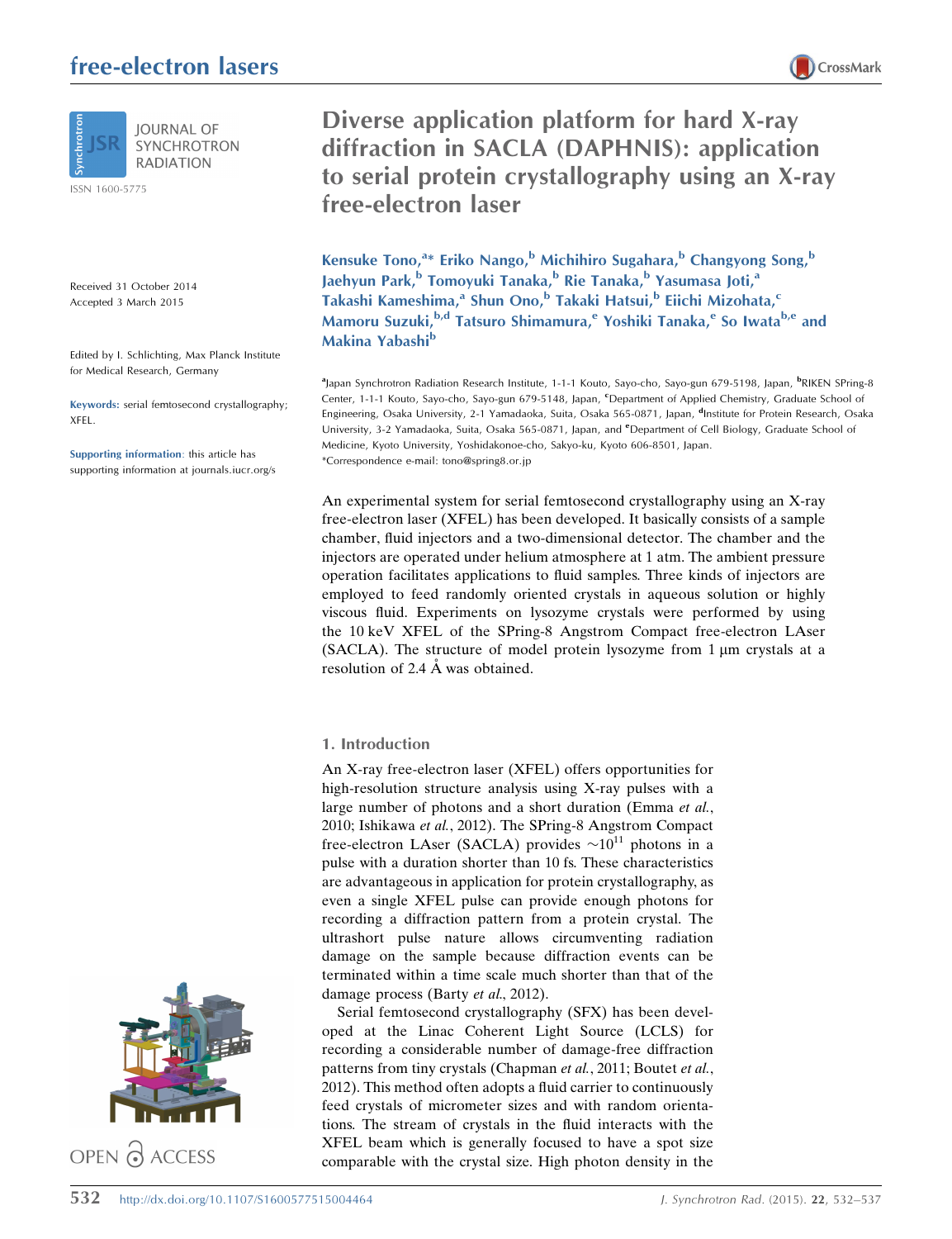# Diverse application platform for hard X-ray diffraction in SACLA (DAPHNIS): application to serial protein crystallography using an X-ray free-electron laser

Kensuke Tono,[a*] Eriko Nango,[b] Michihiro Sugahara,[b] Changyong Song,[b] Jaehyun Park,[b] Tomoyuki Tanaka,[b] Rie Tanaka,[b] Yasumasa Joti,[a] Takashi Kameshima,[a] Shun Ono,[b] Takaki Hatsui,[b] Eiichi Mizohata,[c] Mamoru Suzuki,[b,d] Tatsuro Shimamura,[e] Yoshiki Tanaka,[e] So Iwata[b,e] and Makina Yabashi[b]

[a]Japan Synchrotron Radiation Research Institute, 1-1-1 Kouto, Sayo-cho, Sayo-gun 679-5198, Japan, [b]RIKEN SPring-8 Center, 1-1-1 Kouto, Sayo-cho, Sayo-gun 679-5148, Japan, [c]Department of Applied Chemistry, Graduate School of Engineering, Osaka University, 2-1 Yamadaoka, Suita, Osaka 565-0871, Japan, [d]Institute for Protein Research, Osaka University, 3-2 Yamadaoka, Suita, Osaka 565-0871, Japan, and [e]Department of Cell Biology, Graduate School of Medicine, Kyoto University, Yoshidakonoe-cho, Sakyo-ku, Kyoto 606-8501, Japan.
*Correspondence e-mail: tono@spring8.or.jp

Received 31 October 2014
Accepted 3 March 2015

Edited by I. Schlichting, Max Planck Institute for Medical Research, Germany

**Keywords:** serial femtosecond crystallography; XFEL.

**Supporting information:** this article has supporting information at journals.iucr.org/s

An experimental system for serial femtosecond crystallography using an X-ray free-electron laser (XFEL) has been developed. It basically consists of a sample chamber, fluid injectors and a two-dimensional detector. The chamber and the injectors are operated under helium atmosphere at 1 atm. The ambient pressure operation facilitates applications to fluid samples. Three kinds of injectors are employed to feed randomly oriented crystals in aqueous solution or highly viscous fluid. Experiments on lysozyme crystals were performed by using the 10 keV XFEL of the SPring-8 Angstrom Compact free-electron LAser (SACLA). The structure of model protein lysozyme from 1 µm crystals at a resolution of 2.4 Å was obtained.

## 1. Introduction

An X-ray free-electron laser (XFEL) offers opportunities for high-resolution structure analysis using X-ray pulses with a large number of photons and a short duration (Emma *et al.*, 2010; Ishikawa *et al.*, 2012). The SPring-8 Angstrom Compact free-electron LAser (SACLA) provides $\sim 10^{11}$ photons in a pulse with a duration shorter than 10 fs. These characteristics are advantageous in application for protein crystallography, as even a single XFEL pulse can provide enough photons for recording a diffraction pattern from a protein crystal. The ultrashort pulse nature allows circumventing radiation damage on the sample because diffraction events can be terminated within a time scale much shorter than that of the damage process (Barty *et al.*, 2012).

Serial femtosecond crystallography (SFX) has been developed at the Linac Coherent Light Source (LCLS) for recording a considerable number of damage-free diffraction patterns from tiny crystals (Chapman *et al.*, 2011; Boutet *et al.*, 2012). This method often adopts a fluid carrier to continuously feed crystals of micrometer sizes and with random orientations. The stream of crystals in the fluid interacts with the XFEL beam which is generally focused to have a spot size comparable with the crystal size. High photon density in the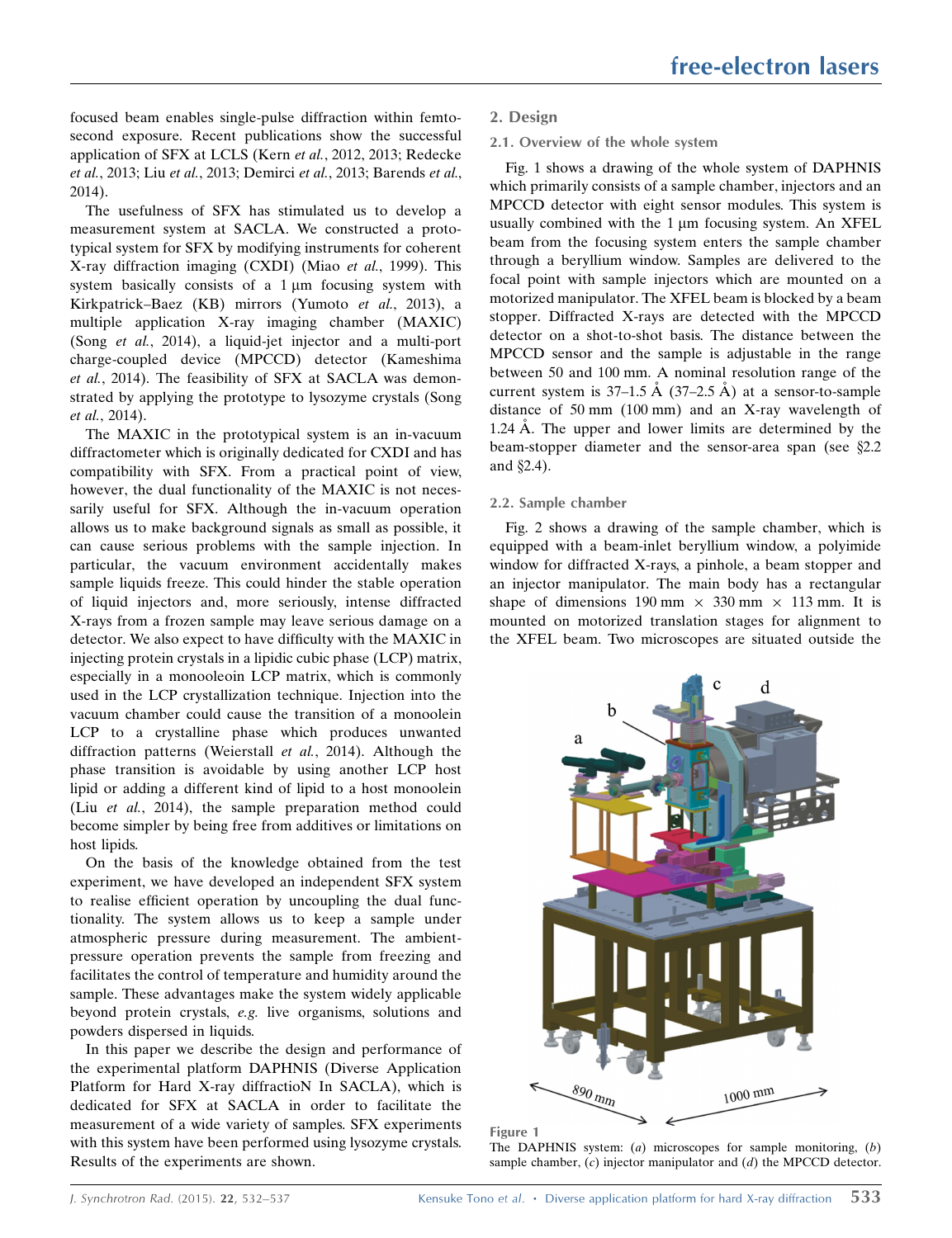focused beam enables single-pulse diffraction within femtosecond exposure. Recent publications show the successful application of SFX at LCLS (Kern *et al.*, 2012, 2013; Redecke *et al.*, 2013; Liu *et al.*, 2013; Demirci *et al.*, 2013; Barends *et al.*, 2014).

The usefulness of SFX has stimulated us to develop a measurement system at SACLA. We constructed a prototypical system for SFX by modifying instruments for coherent X-ray diffraction imaging (CXDI) (Miao *et al.*, 1999). This system basically consists of a 1 µm focusing system with Kirkpatrick–Baez (KB) mirrors (Yumoto *et al.*, 2013), a multiple application X-ray imaging chamber (MAXIC) (Song *et al.*, 2014), a liquid-jet injector and a multi-port charge-coupled device (MPCCD) detector (Kameshima *et al.*, 2014). The feasibility of SFX at SACLA was demonstrated by applying the prototype to lysozyme crystals (Song *et al.*, 2014).

The MAXIC in the prototypical system is an in-vacuum diffractometer which is originally dedicated for CXDI and has compatibility with SFX. From a practical point of view, however, the dual functionality of the MAXIC is not necessarily useful for SFX. Although the in-vacuum operation allows us to make background signals as small as possible, it can cause serious problems with the sample injection. In particular, the vacuum environment accidentally makes sample liquids freeze. This could hinder the stable operation of liquid injectors and, more seriously, intense diffracted X-rays from a frozen sample may leave serious damage on a detector. We also expect to have difficulty with the MAXIC in injecting protein crystals in a lipidic cubic phase (LCP) matrix, especially in a monooleoin LCP matrix, which is commonly used in the LCP crystallization technique. Injection into the vacuum chamber could cause the transition of a monoolein LCP to a crystalline phase which produces unwanted diffraction patterns (Weierstall *et al.*, 2014). Although the phase transition is avoidable by using another LCP host lipid or adding a different kind of lipid to a host monoolein (Liu *et al.*, 2014), the sample preparation method could become simpler by being free from additives or limitations on host lipids.

On the basis of the knowledge obtained from the test experiment, we have developed an independent SFX system to realise efficient operation by uncoupling the dual functionality. The system allows us to keep a sample under atmospheric pressure during measurement. The ambient-pressure operation prevents the sample from freezing and facilitates the control of temperature and humidity around the sample. These advantages make the system widely applicable beyond protein crystals, *e.g.* live organisms, solutions and powders dispersed in liquids.

In this paper we describe the design and performance of the experimental platform DAPHNIS (Diverse Application Platform for Hard X-ray diffractioN In SACLA), which is dedicated for SFX at SACLA in order to facilitate the measurement of a wide variety of samples. SFX experiments with this system have been performed using lysozyme crystals. Results of the experiments are shown.

## 2. Design

### 2.1. Overview of the whole system

Fig. 1 shows a drawing of the whole system of DAPHNIS which primarily consists of a sample chamber, injectors and an MPCCD detector with eight sensor modules. This system is usually combined with the 1 µm focusing system. An XFEL beam from the focusing system enters the sample chamber through a beryllium window. Samples are delivered to the focal point with sample injectors which are mounted on a motorized manipulator. The XFEL beam is blocked by a beam stopper. Diffracted X-rays are detected with the MPCCD detector on a shot-to-shot basis. The distance between the MPCCD sensor and the sample is adjustable in the range between 50 and 100 mm. A nominal resolution range of the current system is 37–1.5 Å (37–2.5 Å) at a sensor-to-sample distance of 50 mm (100 mm) and an X-ray wavelength of 1.24 Å. The upper and lower limits are determined by the beam-stopper diameter and the sensor-area span (see §2.2 and §2.4).

### 2.2. Sample chamber

Fig. 2 shows a drawing of the sample chamber, which is equipped with a beam-inlet beryllium window, a polyimide window for diffracted X-rays, a pinhole, a beam stopper and an injector manipulator. The main body has a rectangular shape of dimensions 190 mm × 330 mm × 113 mm. It is mounted on motorized translation stages for alignment to the XFEL beam. Two microscopes are situated outside the

**Figure 1**
The DAPHNIS system: (*a*) microscopes for sample monitoring, (*b*) sample chamber, (*c*) injector manipulator and (*d*) the MPCCD detector.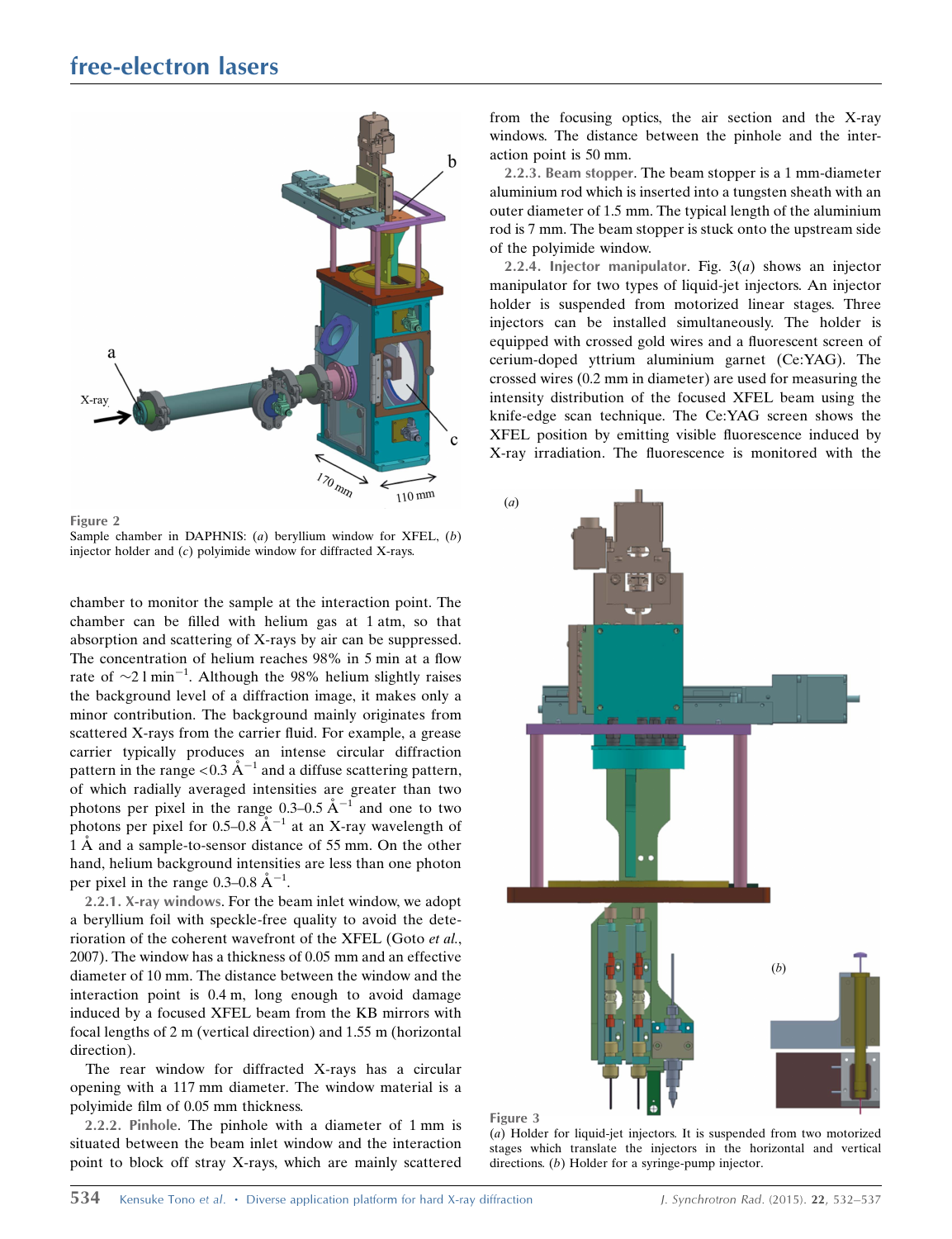Figure 2
Sample chamber in DAPHNIS: (*a*) beryllium window for XFEL, (*b*) injector holder and (*c*) polyimide window for diffracted X-rays.

chamber to monitor the sample at the interaction point. The chamber can be filled with helium gas at 1 atm, so that absorption and scattering of X-rays by air can be suppressed. The concentration of helium reaches 98% in 5 min at a flow rate of $\sim$2 l min$^{-1}$. Although the 98% helium slightly raises the background level of a diffraction image, it makes only a minor contribution. The background mainly originates from scattered X-rays from the carrier fluid. For example, a grease carrier typically produces an intense circular diffraction pattern in the range <0.3 Å$^{-1}$ and a diffuse scattering pattern, of which radially averaged intensities are greater than two photons per pixel in the range 0.3–0.5 Å$^{-1}$ and one to two photons per pixel for 0.5–0.8 Å$^{-1}$ at an X-ray wavelength of 1 Å and a sample-to-sensor distance of 55 mm. On the other hand, helium background intensities are less than one photon per pixel in the range 0.3–0.8 Å$^{-1}$.

#### 2.2.1. X-ray windows

For the beam inlet window, we adopt a beryllium foil with speckle-free quality to avoid the deterioration of the coherent wavefront of the XFEL (Goto *et al.*, 2007). The window has a thickness of 0.05 mm and an effective diameter of 10 mm. The distance between the window and the interaction point is 0.4 m, long enough to avoid damage induced by a focused XFEL beam from the KB mirrors with focal lengths of 2 m (vertical direction) and 1.55 m (horizontal direction).

The rear window for diffracted X-rays has a circular opening with a 117 mm diameter. The window material is a polyimide film of 0.05 mm thickness.

#### 2.2.2. Pinhole

The pinhole with a diameter of 1 mm is situated between the beam inlet window and the interaction point to block off stray X-rays, which are mainly scattered from the focusing optics, the air section and the X-ray windows. The distance between the pinhole and the interaction point is 50 mm.

#### 2.2.3. Beam stopper

The beam stopper is a 1 mm-diameter aluminium rod which is inserted into a tungsten sheath with an outer diameter of 1.5 mm. The typical length of the aluminium rod is 7 mm. The beam stopper is stuck onto the upstream side of the polyimide window.

#### 2.2.4. Injector manipulator

Fig. 3(*a*) shows an injector manipulator for two types of liquid-jet injectors. An injector holder is suspended from motorized linear stages. Three injectors can be installed simultaneously. The holder is equipped with crossed gold wires and a fluorescent screen of cerium-doped yttrium aluminium garnet (Ce:YAG). The crossed wires (0.2 mm in diameter) are used for measuring the intensity distribution of the focused XFEL beam using the knife-edge scan technique. The Ce:YAG screen shows the XFEL position by emitting visible fluorescence induced by X-ray irradiation. The fluorescence is monitored with the

Figure 3
(*a*) Holder for liquid-jet injectors. It is suspended from two motorized stages which translate the injectors in the horizontal and vertical directions. (*b*) Holder for a syringe-pump injector.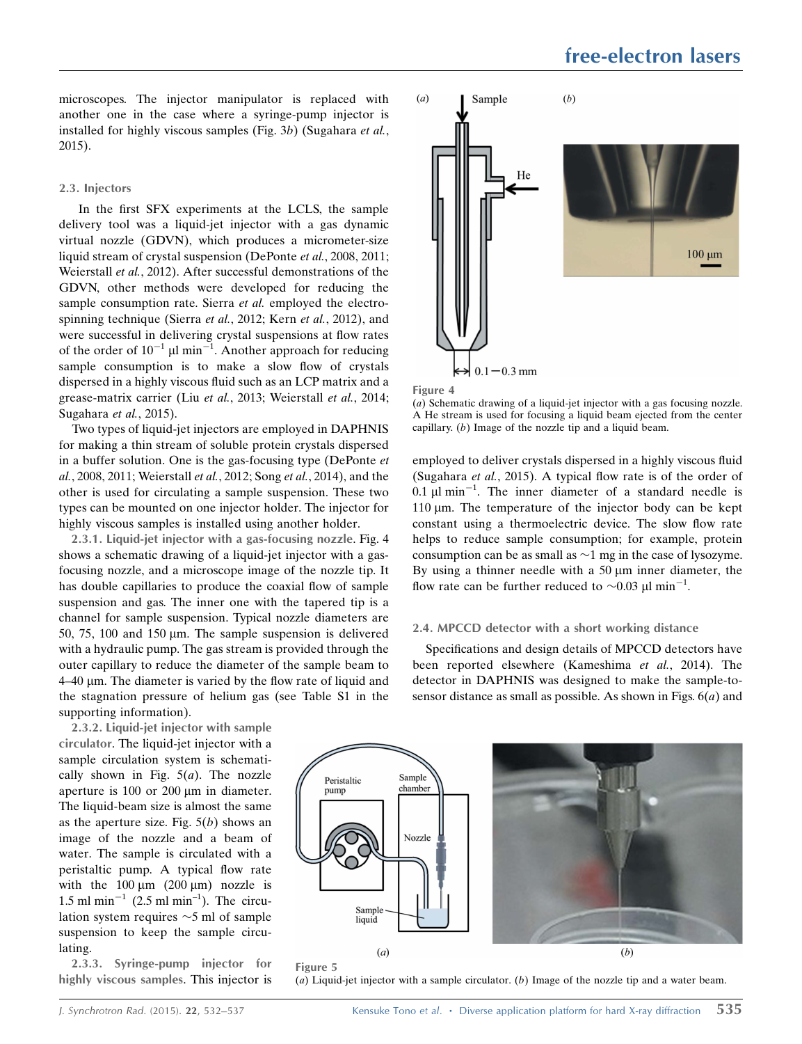microscopes. The injector manipulator is replaced with another one in the case where a syringe-pump injector is installed for highly viscous samples (Fig. 3*b*) (Sugahara *et al.*, 2015).

### 2.3. Injectors

In the first SFX experiments at the LCLS, the sample delivery tool was a liquid-jet injector with a gas dynamic virtual nozzle (GDVN), which produces a micrometer-size liquid stream of crystal suspension (DePonte *et al.*, 2008, 2011; Weierstall *et al.*, 2012). After successful demonstrations of the GDVN, other methods were developed for reducing the sample consumption rate. Sierra *et al.* employed the electrospinning technique (Sierra *et al.*, 2012; Kern *et al.*, 2012), and were successful in delivering crystal suspensions at flow rates of the order of $10^{-1}$ µl min$^{-1}$. Another approach for reducing sample consumption is to make a slow flow of crystals dispersed in a highly viscous fluid such as an LCP matrix and a grease-matrix carrier (Liu *et al.*, 2013; Weierstall *et al.*, 2014; Sugahara *et al.*, 2015).

Two types of liquid-jet injectors are employed in DAPHNIS for making a thin stream of soluble protein crystals dispersed in a buffer solution. One is the gas-focusing type (DePonte *et al.*, 2008, 2011; Weierstall *et al.*, 2012; Song *et al.*, 2014), and the other is used for circulating a sample suspension. These two types can be mounted on one injector holder. The injector for highly viscous samples is installed using another holder.

**2.3.1. Liquid-jet injector with a gas-focusing nozzle.** Fig. 4 shows a schematic drawing of a liquid-jet injector with a gas-focusing nozzle, and a microscope image of the nozzle tip. It has double capillaries to produce the coaxial flow of sample suspension and gas. The inner one with the tapered tip is a channel for sample suspension. Typical nozzle diameters are 50, 75, 100 and 150 µm. The sample suspension is delivered with a hydraulic pump. The gas stream is provided through the outer capillary to reduce the diameter of the sample beam to 4–40 µm. The diameter is varied by the flow rate of liquid and the stagnation pressure of helium gas (see Table S1 in the supporting information).

**2.3.2. Liquid-jet injector with sample circulator.** The liquid-jet injector with a sample circulation system is schematically shown in Fig. 5(*a*). The nozzle aperture is 100 or 200 µm in diameter. The liquid-beam size is almost the same as the aperture size. Fig. 5(*b*) shows an image of the nozzle and a beam of water. The sample is circulated with a peristaltic pump. A typical flow rate with the 100 µm (200 µm) nozzle is 1.5 ml min$^{-1}$ (2.5 ml min$^{-1}$). The circulation system requires ~5 ml of sample suspension to keep the sample circulating.

**2.3.3. Syringe-pump injector for highly viscous samples.** This injector is employed to deliver crystals dispersed in a highly viscous fluid (Sugahara *et al.*, 2015). A typical flow rate is of the order of 0.1 µl min$^{-1}$. The inner diameter of a standard needle is 110 µm. The temperature of the injector body can be kept constant using a thermoelectric device. The slow flow rate helps to reduce sample consumption; for example, protein consumption can be as small as ~1 mg in the case of lysozyme. By using a thinner needle with a 50 µm inner diameter, the flow rate can be further reduced to ~0.03 µl min$^{-1}$.

Figure 4
(*a*) Schematic drawing of a liquid-jet injector with a gas focusing nozzle. A He stream is used for focusing a liquid beam ejected from the center capillary. (*b*) Image of the nozzle tip and a liquid beam.

### 2.4. MPCCD detector with a short working distance

Specifications and design details of MPCCD detectors have been reported elsewhere (Kameshima *et al.*, 2014). The detector in DAPHNIS was designed to make the sample-to-sensor distance as small as possible. As shown in Figs. 6(*a*) and

Figure 5
(*a*) Liquid-jet injector with a sample circulator. (*b*) Image of the nozzle tip and a water beam.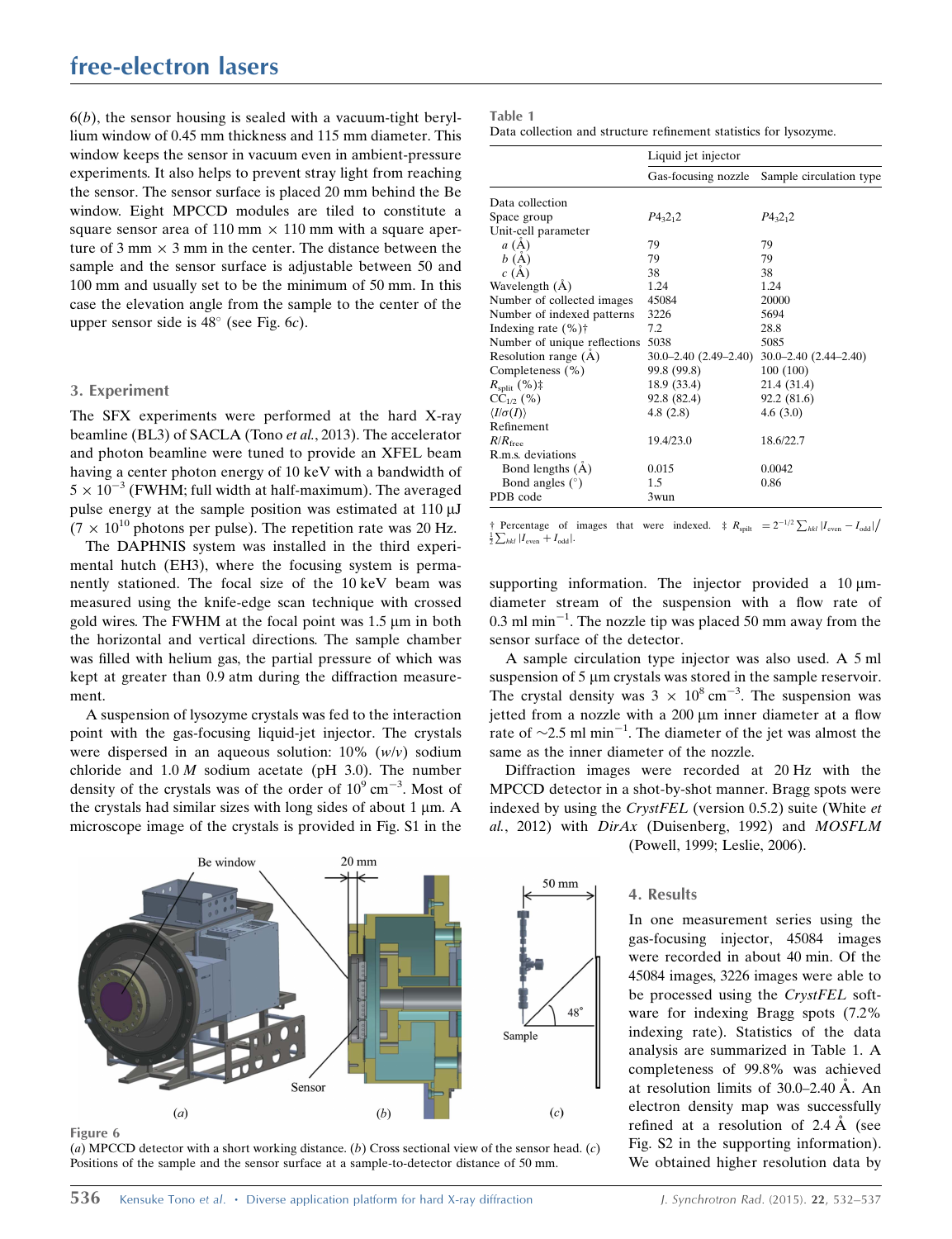6(*b*), the sensor housing is sealed with a vacuum-tight beryllium window of 0.45 mm thickness and 115 mm diameter. This window keeps the sensor in vacuum even in ambient-pressure experiments. It also helps to prevent stray light from reaching the sensor. The sensor surface is placed 20 mm behind the Be window. Eight MPCCD modules are tiled to constitute a square sensor area of 110 mm × 110 mm with a square aperture of 3 mm × 3 mm in the center. The distance between the sample and the sensor surface is adjustable between 50 and 100 mm and usually set to be the minimum of 50 mm. In this case the elevation angle from the sample to the center of the upper sensor side is 48° (see Fig. 6*c*).

## 3. Experiment

The SFX experiments were performed at the hard X-ray beamline (BL3) of SACLA (Tono *et al.*, 2013). The accelerator and photon beamline were tuned to provide an XFEL beam having a center photon energy of 10 keV with a bandwidth of $5 \times 10^{-3}$ (FWHM; full width at half-maximum). The averaged pulse energy at the sample position was estimated at 110 µJ ($7 \times 10^{10}$ photons per pulse). The repetition rate was 20 Hz.

The DAPHNIS system was installed in the third experimental hutch (EH3), where the focusing system is permanently stationed. The focal size of the 10 keV beam was measured using the knife-edge scan technique with crossed gold wires. The FWHM at the focal point was 1.5 µm in both the horizontal and vertical directions. The sample chamber was filled with helium gas, the partial pressure of which was kept at greater than 0.9 atm during the diffraction measurement.

A suspension of lysozyme crystals was fed to the interaction point with the gas-focusing liquid-jet injector. The crystals were dispersed in an aqueous solution: 10% (*w*/*v*) sodium chloride and 1.0 *M* sodium acetate (pH 3.0). The number density of the crystals was of the order of $10^9$ cm$^{-3}$. Most of the crystals had similar sizes with long sides of about 1 µm. A microscope image of the crystals is provided in Fig. S1 in the supporting information. The injector provided a 10 µm-diameter stream of the suspension with a flow rate of 0.3 ml min$^{-1}$. The nozzle tip was placed 50 mm away from the sensor surface of the detector.

A sample circulation type injector was also used. A 5 ml suspension of 5 µm crystals was stored in the sample reservoir. The crystal density was $3 \times 10^8$ cm$^{-3}$. The suspension was jetted from a nozzle with a 200 µm inner diameter at a flow rate of ~2.5 ml min$^{-1}$. The diameter of the jet was almost the same as the inner diameter of the nozzle.

Diffraction images were recorded at 20 Hz with the MPCCD detector in a shot-by-shot manner. Bragg spots were indexed by using the *CrystFEL* (version 0.5.2) suite (White *et al.*, 2012) with *DirAx* (Duisenberg, 1992) and *MOSFLM* (Powell, 1999; Leslie, 2006).

**Table 1**
Data collection and structure refinement statistics for lysozyme.

| | Liquid jet injector | |
|---|---|---|
| | Gas-focusing nozzle | Sample circulation type |
| Data collection | | |
| Space group | $P4_32_12$ | $P4_32_12$ |
| Unit-cell parameter | | |
| *a* (Å) | 79 | 79 |
| *b* (Å) | 79 | 79 |
| *c* (Å) | 38 | 38 |
| Wavelength (Å) | 1.24 | 1.24 |
| Number of collected images | 45084 | 20000 |
| Number of indexed patterns | 3226 | 5694 |
| Indexing rate (%)† | 7.2 | 28.8 |
| Number of unique reflections | 5038 | 5085 |
| Resolution range (Å) | 30.0–2.40 (2.49–2.40) | 30.0–2.40 (2.44–2.40) |
| Completeness (%) | 99.8 (99.8) | 100 (100) |
| $R_{\rm split}$ (%)‡ | 18.9 (33.4) | 21.4 (31.4) |
| $CC_{1/2}$ (%) | 92.8 (82.4) | 92.2 (81.6) |
| $\langle I/\sigma(I)\rangle$ | 4.8 (2.8) | 4.6 (3.0) |
| Refinement | | |
| $R/R_{\rm free}$ | 19.4/23.0 | 18.6/22.7 |
| R.m.s. deviations | | |
| Bond lengths (Å) | 0.015 | 0.0042 |
| Bond angles (°) | 1.5 | 0.86 |
| PDB code | 3wun | |

† Percentage of images that were indexed. ‡ $R_{\rm split} = 2^{-1/2}\sum_{hkl}|I_{\rm even} - I_{\rm odd}| / \frac{1}{2}\sum_{hkl}|I_{\rm even} + I_{\rm odd}|$.

Figure 6
(*a*) MPCCD detector with a short working distance. (*b*) Cross sectional view of the sensor head. (*c*) Positions of the sample and the sensor surface at a sample-to-detector distance of 50 mm.

## 4. Results

In one measurement series using the gas-focusing injector, 45084 images were recorded in about 40 min. Of the 45084 images, 3226 images were able to be processed using the *CrystFEL* software for indexing Bragg spots (7.2% indexing rate). Statistics of the data analysis are summarized in Table 1. A completeness of 99.8% was achieved at resolution limits of 30.0–2.40 Å. An electron density map was successfully refined at a resolution of 2.4 Å (see Fig. S2 in the supporting information). We obtained higher resolution data by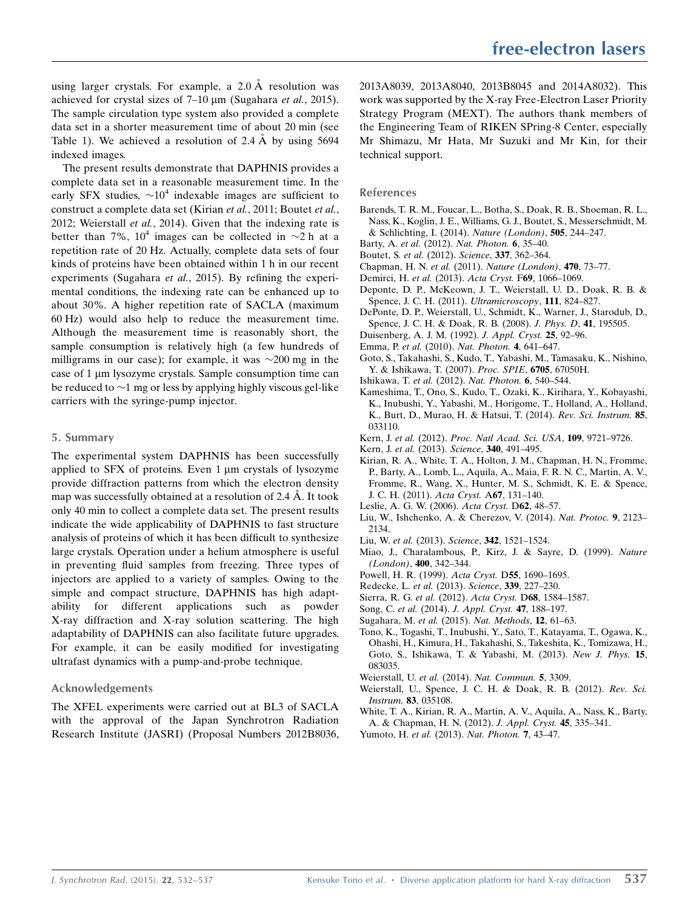using larger crystals. For example, a 2.0 Å resolution was achieved for crystal sizes of 7–10 µm (Sugahara *et al.*, 2015). The sample circulation type system also provided a complete data set in a shorter measurement time of about 20 min (see Table 1). We achieved a resolution of 2.4 Å by using 5694 indexed images.

The present results demonstrate that DAPHNIS provides a complete data set in a reasonable measurement time. In the early SFX studies, $\sim 10^4$ indexable images are sufficient to construct a complete data set (Kirian *et al.*, 2011; Boutet *et al.*, 2012; Weierstall *et al.*, 2014). Given that the indexing rate is better than 7%, $10^4$ images can be collected in ~2 h at a repetition rate of 20 Hz. Actually, complete data sets of four kinds of proteins have been obtained within 1 h in our recent experiments (Sugahara *et al.*, 2015). By refining the experimental conditions, the indexing rate can be enhanced up to about 30%. A higher repetition rate of SACLA (maximum 60 Hz) would also help to reduce the measurement time. Although the measurement time is reasonably short, the sample consumption is relatively high (a few hundreds of milligrams in our case); for example, it was ~200 mg in the case of 1 µm lysozyme crystals. Sample consumption time can be reduced to ~1 mg or less by applying highly viscous gel-like carriers with the syringe-pump injector.

## 5. Summary

The experimental system DAPHNIS has been successfully applied to SFX of proteins. Even 1 µm crystals of lysozyme provide diffraction patterns from which the electron density map was successfully obtained at a resolution of 2.4 Å. It took only 40 min to collect a complete data set. The present results indicate the wide applicability of DAPHNIS to fast structure analysis of proteins of which it has been difficult to synthesize large crystals. Operation under a helium atmosphere is useful in preventing fluid samples from freezing. Three types of injectors are applied to a variety of samples. Owing to the simple and compact structure, DAPHNIS has high adaptability for different applications such as powder X-ray diffraction and X-ray solution scattering. The high adaptability of DAPHNIS can also facilitate future upgrades. For example, it can be easily modified for investigating ultrafast dynamics with a pump-and-probe technique.

### Acknowledgements

The XFEL experiments were carried out at BL3 of SACLA with the approval of the Japan Synchrotron Radiation Research Institute (JASRI) (Proposal Numbers 2012B8036, 2013A8039, 2013A8040, 2013B8045 and 2014A8032). This work was supported by the X-ray Free-Electron Laser Priority Strategy Program (MEXT). The authors thank members of the Engineering Team of RIKEN SPring-8 Center, especially Mr Shimazu, Mr Hata, Mr Suzuki and Mr Kin, for their technical support.

### References

Barends, T. R. M., Foucar, L., Botha, S., Doak, R. B., Shoeman, R. L., Nass, K., Koglin, J. E., Williams, G. J., Boutet, S., Messerschmidt, M. & Schlichting, I. (2014). *Nature (London)*, **505**, 244–247.

Barty, A. *et al.* (2012). *Nat. Photon.* **6**, 35–40.

Boutet, S. *et al.* (2012). *Science*, **337**, 362–364.

Chapman, H. N. *et al.* (2011). *Nature (London)*, **470**, 73–77.

Demirci, H. *et al.* (2013). *Acta Cryst.* F**69**, 1066–1069.

Deponte, D. P., McKeown, J. T., Weierstall, U. D., Doak, R. B. & Spence, J. C. H. (2011). *Ultramicroscopy*, **111**, 824–827.

DePonte, D. P., Weierstall, U., Schmidt, K., Warner, J., Starodub, D., Spence, J. C. H. & Doak, R. B. (2008). *J. Phys. D*, **41**, 195505.

Duisenberg, A. J. M. (1992). *J. Appl. Cryst.* **25**, 92–96.

Emma, P. *et al.* (2010). *Nat. Photon.* **4**, 641–647.

Goto, S., Takahashi, S., Kudo, T., Yabashi, M., Tamasaku, K., Nishino, Y. & Ishikawa, T. (2007). *Proc. SPIE*, **6705**, 67050H.

Ishikawa, T. *et al.* (2012). *Nat. Photon.* **6**, 540–544.

Kameshima, T., Ono, S., Kudo, T., Ozaki, K., Kirihara, Y., Kobayashi, K., Inubushi, Y., Yabashi, M., Horigome, T., Holland, A., Holland, K., Burt, D., Murao, H. & Hatsui, T. (2014). *Rev. Sci. Instrum.* **85**, 033110.

Kern, J. *et al.* (2012). *Proc. Natl Acad. Sci. USA*, **109**, 9721–9726.

Kern, J. *et al.* (2013). *Science*, **340**, 491–495.

Kirian, R. A., White, T. A., Holton, J. M., Chapman, H. N., Fromme, P., Barty, A., Lomb, L., Aquila, A., Maia, F. R. N. C., Martin, A. V., Fromme, R., Wang, X., Hunter, M. S., Schmidt, K. E. & Spence, J. C. H. (2011). *Acta Cryst.* A**67**, 131–140.

Leslie, A. G. W. (2006). *Acta Cryst.* D**62**, 48–57.

Liu, W., Ishchenko, A. & Cherezov, V. (2014). *Nat. Protoc.* **9**, 2123–2134.

Liu, W. *et al.* (2013). *Science*, **342**, 1521–1524.

Miao, J., Charalambous, P., Kirz, J. & Sayre, D. (1999). *Nature (London)*, **400**, 342–344.

Powell, H. R. (1999). *Acta Cryst.* D**55**, 1690–1695.

Redecke, L. *et al.* (2013). *Science*, **339**, 227–230.

Sierra, R. G. *et al.* (2012). *Acta Cryst.* D**68**, 1584–1587.

Song, C. *et al.* (2014). *J. Appl. Cryst.* **47**, 188–197.

Sugahara, M. *et al.* (2015). *Nat. Methods*, **12**, 61–63.

Tono, K., Togashi, T., Inubushi, Y., Sato, T., Katayama, T., Ogawa, K., Ohashi, H., Kimura, H., Takahashi, S., Takeshita, K., Tomizawa, H., Goto, S., Ishikawa, T. & Yabashi, M. (2013). *New J. Phys.* **15**, 083035.

Weierstall, U. *et al.* (2014). *Nat. Commun.* **5**, 3309.

Weierstall, U., Spence, J. C. H. & Doak, R. B. (2012). *Rev. Sci. Instrum.* **83**, 035108.

White, T. A., Kirian, R. A., Martin, A. V., Aquila, A., Nass, K., Barty, A. & Chapman, H. N. (2012). *J. Appl. Cryst.* **45**, 335–341.

Yumoto, H. *et al.* (2013). *Nat. Photon.* **7**, 43–47.